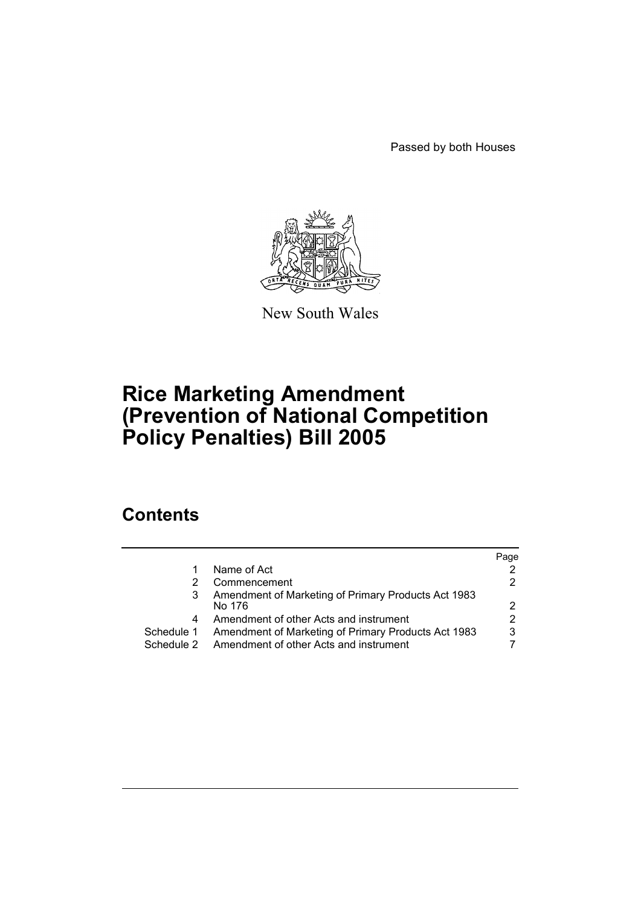Passed by both Houses

New South Wales

# Rice Marketing Amendment (Prevention of National Competition Policy Penalties) Bill 2005

## Contents

| | | Page |
|---|---|---|
| 1 | Name of Act | 2 |
| 2 | Commencement | 2 |
| 3 | Amendment of Marketing of Primary Products Act 1983 No 176 | 2 |
| 4 | Amendment of other Acts and instrument | 2 |
| Schedule 1 | Amendment of Marketing of Primary Products Act 1983 | 3 |
| Schedule 2 | Amendment of other Acts and instrument | 7 |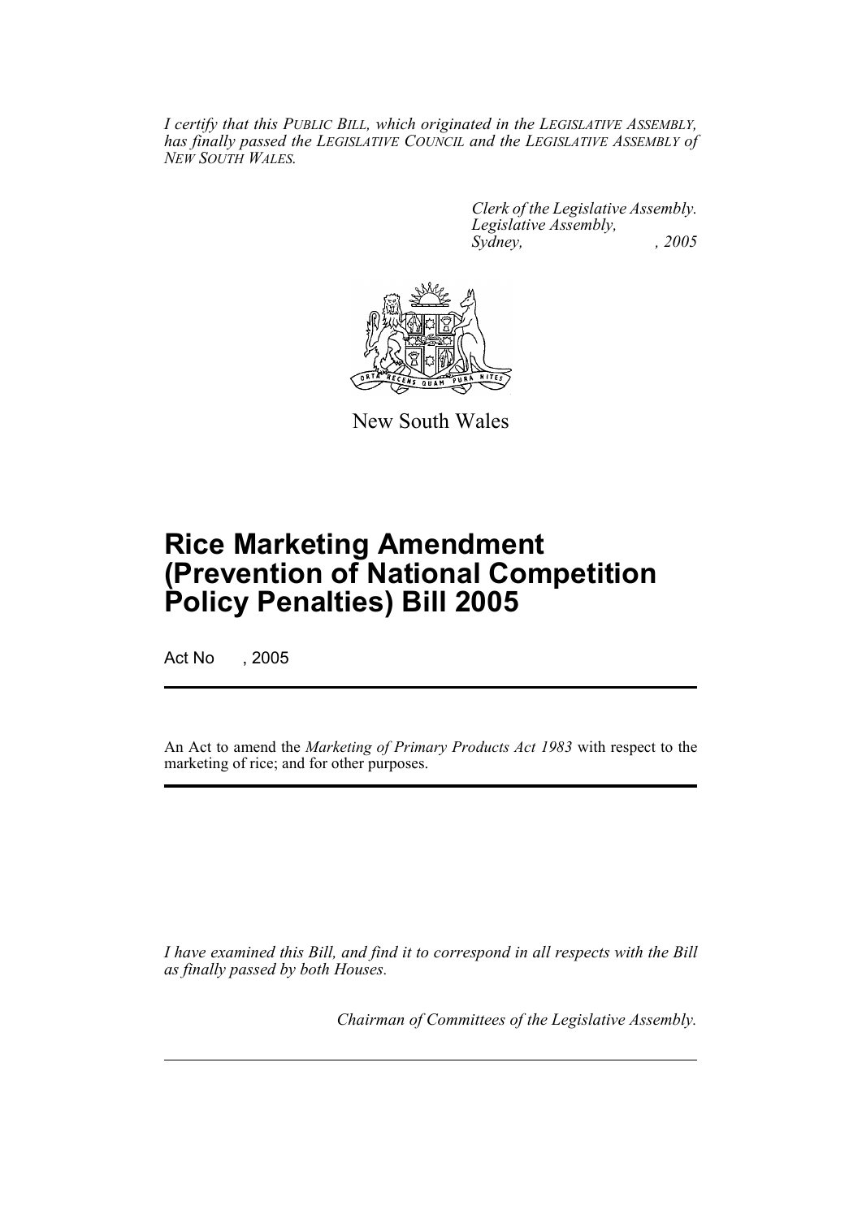*I certify that this PUBLIC BILL, which originated in the LEGISLATIVE ASSEMBLY, has finally passed the LEGISLATIVE COUNCIL and the LEGISLATIVE ASSEMBLY of NEW SOUTH WALES.*

*Clerk of the Legislative Assembly.*
*Legislative Assembly,*
*Sydney, , 2005*

New South Wales

# Rice Marketing Amendment (Prevention of National Competition Policy Penalties) Bill 2005

Act No , 2005

An Act to amend the *Marketing of Primary Products Act 1983* with respect to the marketing of rice; and for other purposes.

*I have examined this Bill, and find it to correspond in all respects with the Bill as finally passed by both Houses.*

*Chairman of Committees of the Legislative Assembly.*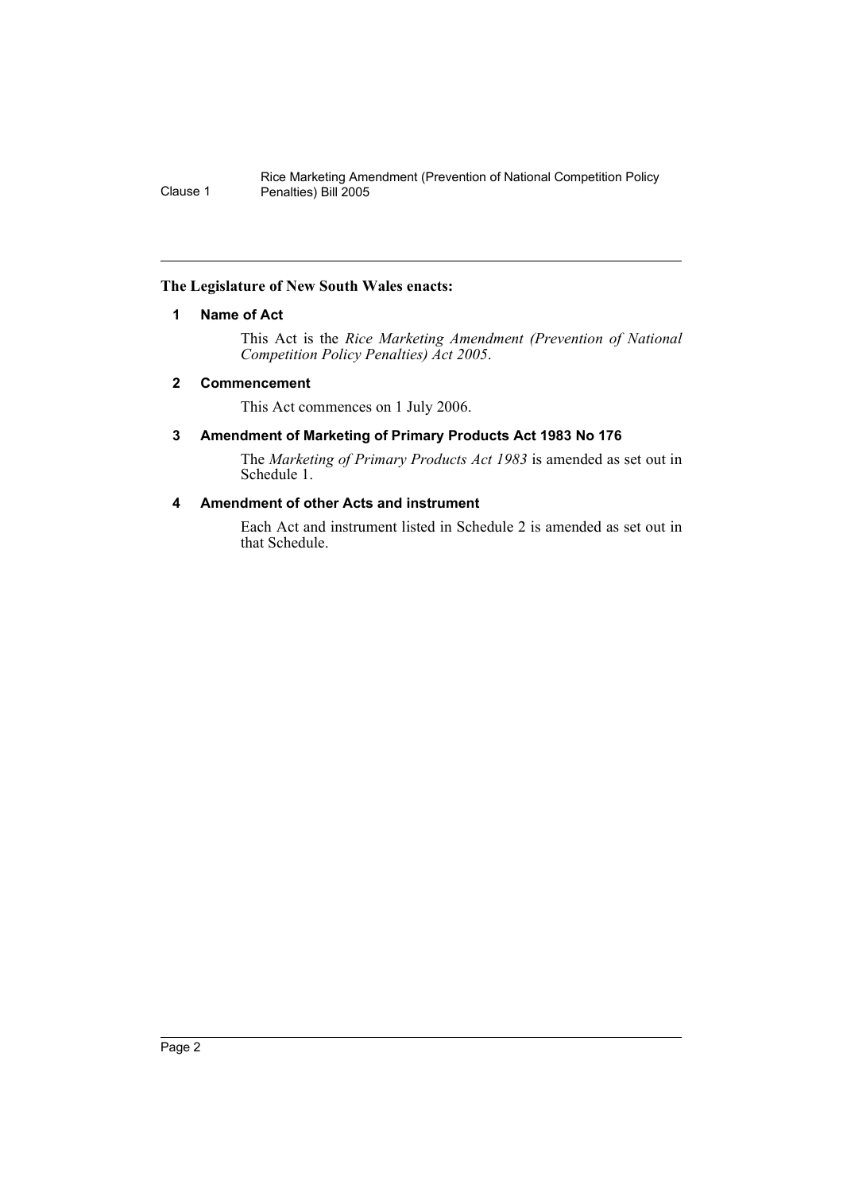**The Legislature of New South Wales enacts:**

### 1 Name of Act

This Act is the *Rice Marketing Amendment (Prevention of National Competition Policy Penalties) Act 2005*.

### 2 Commencement

This Act commences on 1 July 2006.

### 3 Amendment of Marketing of Primary Products Act 1983 No 176

The *Marketing of Primary Products Act 1983* is amended as set out in Schedule 1.

### 4 Amendment of other Acts and instrument

Each Act and instrument listed in Schedule 2 is amended as set out in that Schedule.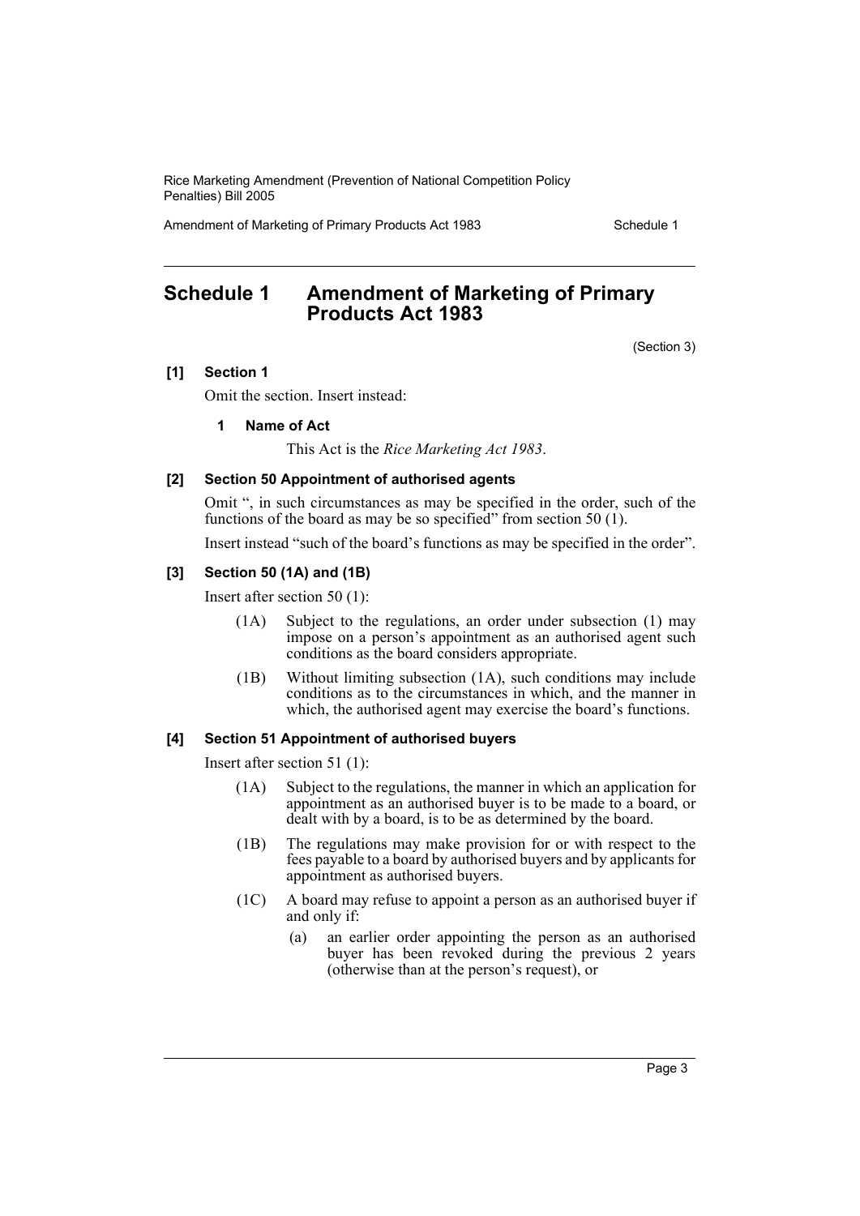## Schedule 1 Amendment of Marketing of Primary Products Act 1983

(Section 3)

**[1] Section 1**

Omit the section. Insert instead:

**1 Name of Act**

This Act is the *Rice Marketing Act 1983*.

**[2] Section 50 Appointment of authorised agents**

Omit ", in such circumstances as may be specified in the order, such of the functions of the board as may be so specified" from section 50 (1).

Insert instead "such of the board's functions as may be specified in the order".

**[3] Section 50 (1A) and (1B)**

Insert after section 50 (1):

(1A) Subject to the regulations, an order under subsection (1) may impose on a person's appointment as an authorised agent such conditions as the board considers appropriate.

(1B) Without limiting subsection (1A), such conditions may include conditions as to the circumstances in which, and the manner in which, the authorised agent may exercise the board's functions.

**[4] Section 51 Appointment of authorised buyers**

Insert after section 51 (1):

(1A) Subject to the regulations, the manner in which an application for appointment as an authorised buyer is to be made to a board, or dealt with by a board, is to be as determined by the board.

(1B) The regulations may make provision for or with respect to the fees payable to a board by authorised buyers and by applicants for appointment as authorised buyers.

(1C) A board may refuse to appoint a person as an authorised buyer if and only if:

(a) an earlier order appointing the person as an authorised buyer has been revoked during the previous 2 years (otherwise than at the person's request), or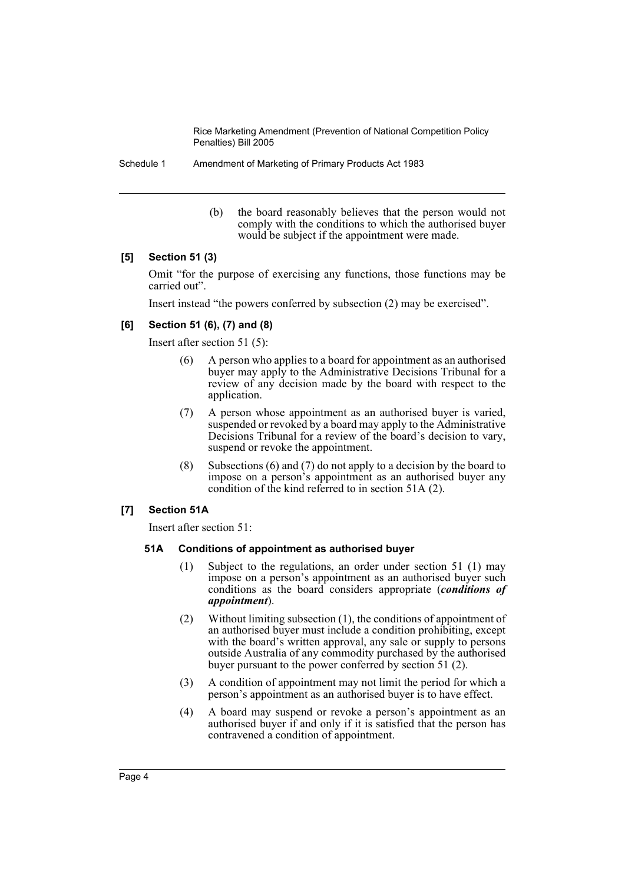(b) the board reasonably believes that the person would not comply with the conditions to which the authorised buyer would be subject if the appointment were made.

### [5] Section 51 (3)

Omit "for the purpose of exercising any functions, those functions may be carried out".

Insert instead "the powers conferred by subsection (2) may be exercised".

### [6] Section 51 (6), (7) and (8)

Insert after section 51 (5):

(6) A person who applies to a board for appointment as an authorised buyer may apply to the Administrative Decisions Tribunal for a review of any decision made by the board with respect to the application.

(7) A person whose appointment as an authorised buyer is varied, suspended or revoked by a board may apply to the Administrative Decisions Tribunal for a review of the board's decision to vary, suspend or revoke the appointment.

(8) Subsections (6) and (7) do not apply to a decision by the board to impose on a person's appointment as an authorised buyer any condition of the kind referred to in section 51A (2).

### [7] Section 51A

Insert after section 51:

#### 51A Conditions of appointment as authorised buyer

(1) Subject to the regulations, an order under section 51 (1) may impose on a person's appointment as an authorised buyer such conditions as the board considers appropriate (***conditions of appointment***).

(2) Without limiting subsection (1), the conditions of appointment of an authorised buyer must include a condition prohibiting, except with the board's written approval, any sale or supply to persons outside Australia of any commodity purchased by the authorised buyer pursuant to the power conferred by section 51 (2).

(3) A condition of appointment may not limit the period for which a person's appointment as an authorised buyer is to have effect.

(4) A board may suspend or revoke a person's appointment as an authorised buyer if and only if it is satisfied that the person has contravened a condition of appointment.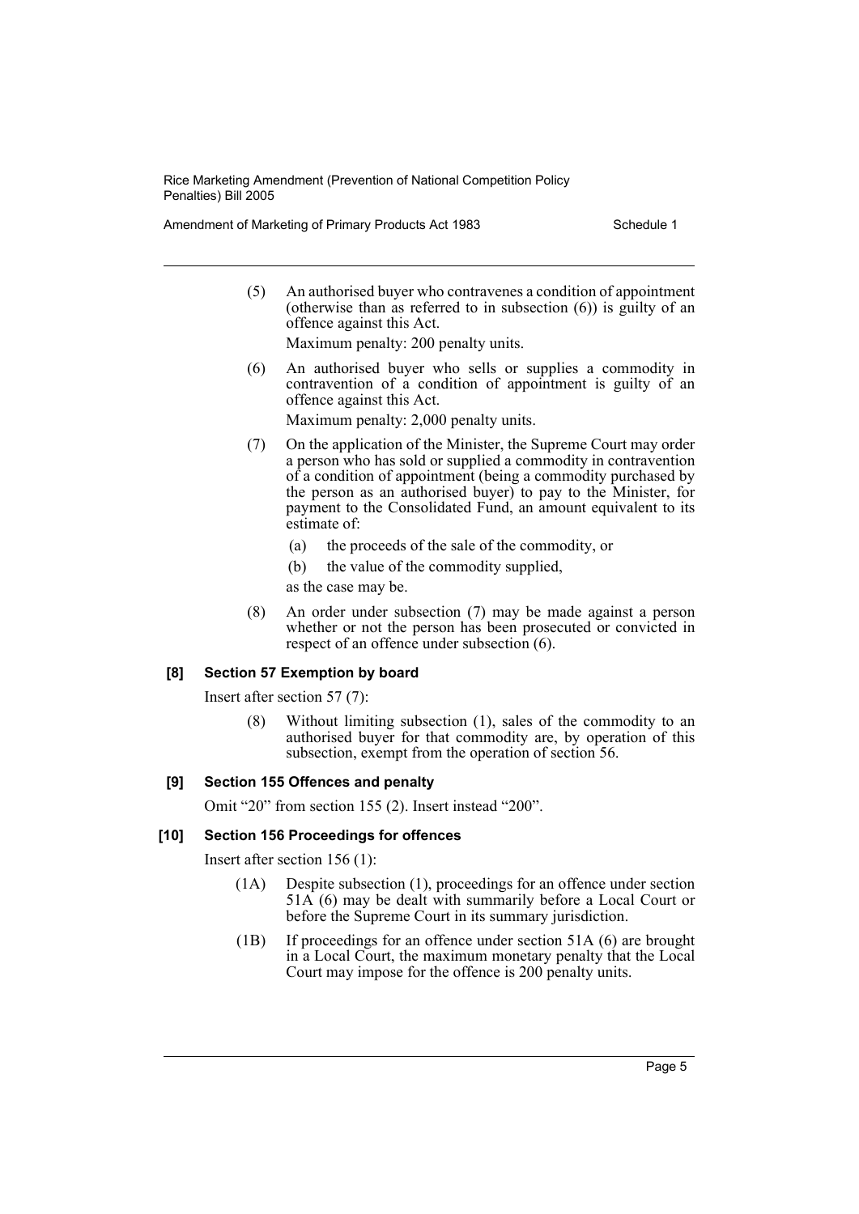(5) An authorised buyer who contravenes a condition of appointment (otherwise than as referred to in subsection (6)) is guilty of an offence against this Act.

Maximum penalty: 200 penalty units.

(6) An authorised buyer who sells or supplies a commodity in contravention of a condition of appointment is guilty of an offence against this Act.

Maximum penalty: 2,000 penalty units.

(7) On the application of the Minister, the Supreme Court may order a person who has sold or supplied a commodity in contravention of a condition of appointment (being a commodity purchased by the person as an authorised buyer) to pay to the Minister, for payment to the Consolidated Fund, an amount equivalent to its estimate of:

(a) the proceeds of the sale of the commodity, or

(b) the value of the commodity supplied,

as the case may be.

(8) An order under subsection (7) may be made against a person whether or not the person has been prosecuted or convicted in respect of an offence under subsection (6).

### [8] Section 57 Exemption by board

Insert after section 57 (7):

(8) Without limiting subsection (1), sales of the commodity to an authorised buyer for that commodity are, by operation of this subsection, exempt from the operation of section 56.

### [9] Section 155 Offences and penalty

Omit "20" from section 155 (2). Insert instead "200".

### [10] Section 156 Proceedings for offences

Insert after section 156 (1):

(1A) Despite subsection (1), proceedings for an offence under section 51A (6) may be dealt with summarily before a Local Court or before the Supreme Court in its summary jurisdiction.

(1B) If proceedings for an offence under section 51A (6) are brought in a Local Court, the maximum monetary penalty that the Local Court may impose for the offence is 200 penalty units.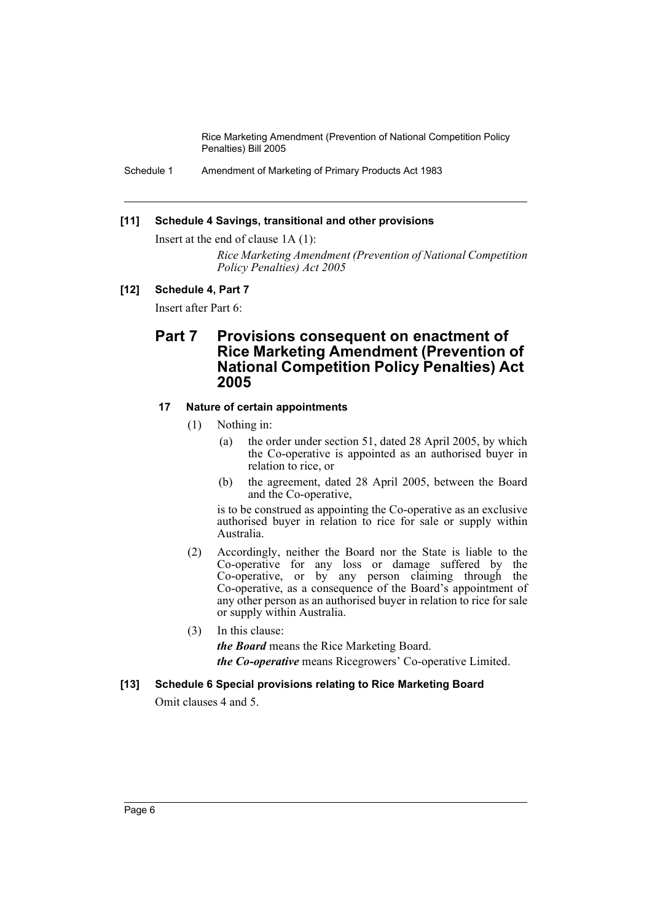**[11] Schedule 4 Savings, transitional and other provisions**

Insert at the end of clause 1A (1):

*Rice Marketing Amendment (Prevention of National Competition Policy Penalties) Act 2005*

**[12] Schedule 4, Part 7**

Insert after Part 6:

## Part 7 Provisions consequent on enactment of Rice Marketing Amendment (Prevention of National Competition Policy Penalties) Act 2005

### 17 Nature of certain appointments

(1) Nothing in:

- (a) the order under section 51, dated 28 April 2005, by which the Co-operative is appointed as an authorised buyer in relation to rice, or
- (b) the agreement, dated 28 April 2005, between the Board and the Co-operative,

is to be construed as appointing the Co-operative as an exclusive authorised buyer in relation to rice for sale or supply within Australia.

(2) Accordingly, neither the Board nor the State is liable to the Co-operative for any loss or damage suffered by the Co-operative, or by any person claiming through the Co-operative, as a consequence of the Board's appointment of any other person as an authorised buyer in relation to rice for sale or supply within Australia.

(3) In this clause:

***the Board*** means the Rice Marketing Board.

***the Co-operative*** means Ricegrowers' Co-operative Limited.

**[13] Schedule 6 Special provisions relating to Rice Marketing Board**

Omit clauses 4 and 5.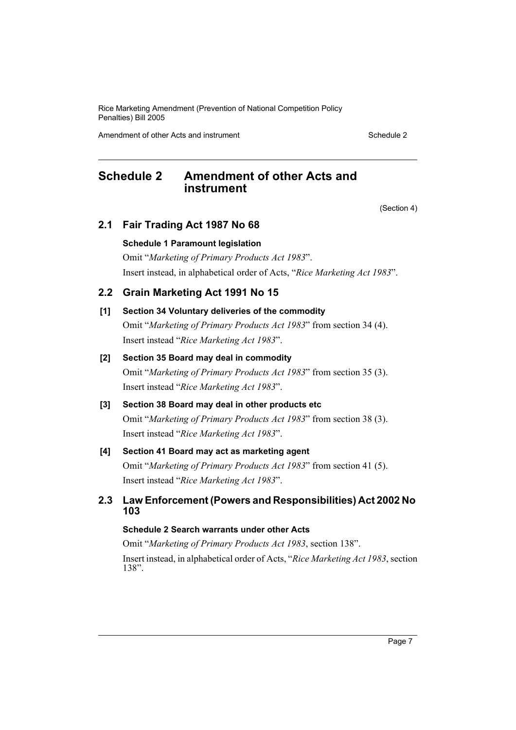# Schedule 2 Amendment of other Acts and instrument

(Section 4)

## 2.1 Fair Trading Act 1987 No 68

**Schedule 1 Paramount legislation**

Omit "*Marketing of Primary Products Act 1983*".

Insert instead, in alphabetical order of Acts, "*Rice Marketing Act 1983*".

## 2.2 Grain Marketing Act 1991 No 15

**[1] Section 34 Voluntary deliveries of the commodity**

Omit "*Marketing of Primary Products Act 1983*" from section 34 (4).

Insert instead "*Rice Marketing Act 1983*".

**[2] Section 35 Board may deal in commodity**

Omit "*Marketing of Primary Products Act 1983*" from section 35 (3).

Insert instead "*Rice Marketing Act 1983*".

**[3] Section 38 Board may deal in other products etc**

Omit "*Marketing of Primary Products Act 1983*" from section 38 (3).

Insert instead "*Rice Marketing Act 1983*".

**[4] Section 41 Board may act as marketing agent**

Omit "*Marketing of Primary Products Act 1983*" from section 41 (5).

Insert instead "*Rice Marketing Act 1983*".

## 2.3 Law Enforcement (Powers and Responsibilities) Act 2002 No 103

**Schedule 2 Search warrants under other Acts**

Omit "*Marketing of Primary Products Act 1983*, section 138".

Insert instead, in alphabetical order of Acts, "*Rice Marketing Act 1983*, section 138".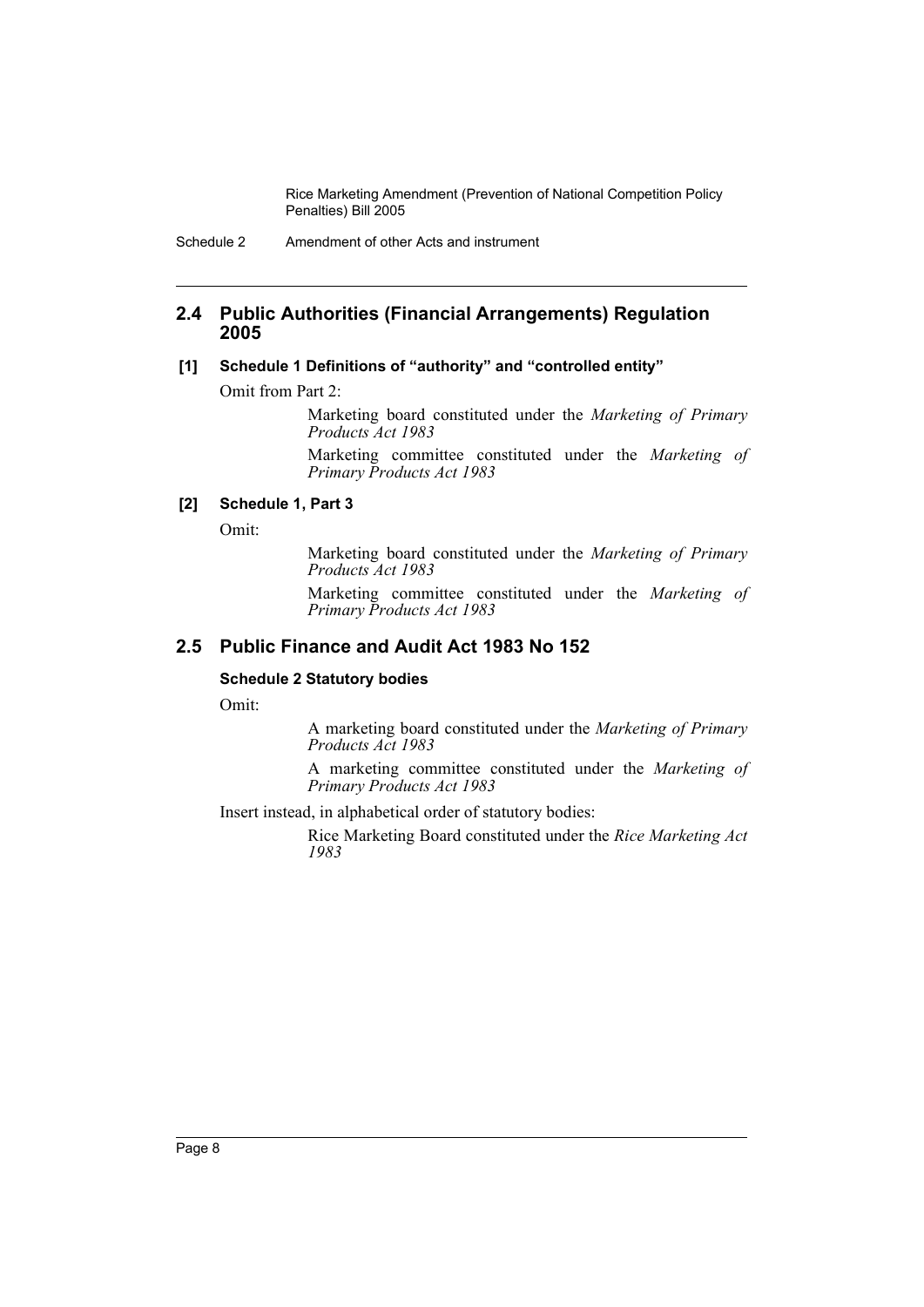## 2.4 Public Authorities (Financial Arrangements) Regulation 2005

### [1] Schedule 1 Definitions of "authority" and "controlled entity"

Omit from Part 2:

> Marketing board constituted under the *Marketing of Primary Products Act 1983*
>
> Marketing committee constituted under the *Marketing of Primary Products Act 1983*

### [2] Schedule 1, Part 3

Omit:

> Marketing board constituted under the *Marketing of Primary Products Act 1983*
>
> Marketing committee constituted under the *Marketing of Primary Products Act 1983*

## 2.5 Public Finance and Audit Act 1983 No 152

### Schedule 2 Statutory bodies

Omit:

> A marketing board constituted under the *Marketing of Primary Products Act 1983*
>
> A marketing committee constituted under the *Marketing of Primary Products Act 1983*

Insert instead, in alphabetical order of statutory bodies:

> Rice Marketing Board constituted under the *Rice Marketing Act 1983*